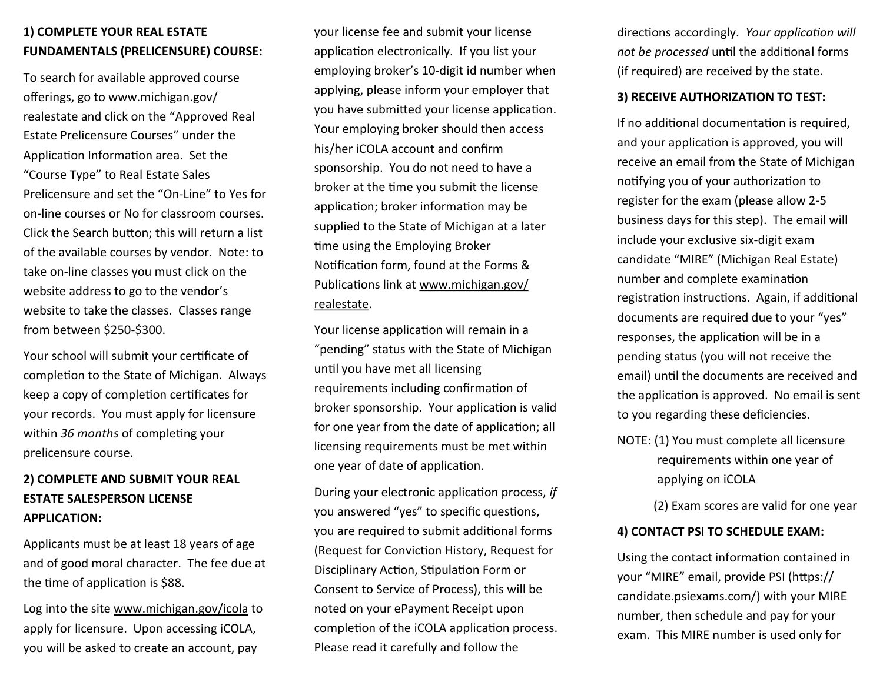**1) COMPLETE YOUR REAL ESTATE FUNDAMENTALS (PRELICENSURE) COURSE:**

To search for available approved course offerings, go to www.michigan.gov/realestate and click on the "Approved Real Estate Prelicensure Courses" under the Application Information area. Set the "Course Type" to Real Estate Sales Prelicensure and set the "On-Line" to Yes for on-line courses or No for classroom courses. Click the Search button; this will return a list of the available courses by vendor. Note: to take on-line classes you must click on the website address to go to the vendor's website to take the classes. Classes range from between $250-$300.

Your school will submit your certificate of completion to the State of Michigan. Always keep a copy of completion certificates for your records. You must apply for licensure within *36 months* of completing your prelicensure course.

**2) COMPLETE AND SUBMIT YOUR REAL ESTATE SALESPERSON LICENSE APPLICATION:**

Applicants must be at least 18 years of age and of good moral character. The fee due at the time of application is $88.

Log into the site www.michigan.gov/icola to apply for licensure. Upon accessing iCOLA, you will be asked to create an account, pay your license fee and submit your license application electronically. If you list your employing broker's 10-digit id number when applying, please inform your employer that you have submitted your license application. Your employing broker should then access his/her iCOLA account and confirm sponsorship. You do not need to have a broker at the time you submit the license application; broker information may be supplied to the State of Michigan at a later time using the Employing Broker Notification form, found at the Forms & Publications link at www.michigan.gov/realestate.

Your license application will remain in a "pending" status with the State of Michigan until you have met all licensing requirements including confirmation of broker sponsorship. Your application is valid for one year from the date of application; all licensing requirements must be met within one year of date of application.

During your electronic application process, *if* you answered "yes" to specific questions, you are required to submit additional forms (Request for Conviction History, Request for Disciplinary Action, Stipulation Form or Consent to Service of Process), this will be noted on your ePayment Receipt upon completion of the iCOLA application process. Please read it carefully and follow the directions accordingly. *Your application will not be processed* until the additional forms (if required) are received by the state.

**3) RECEIVE AUTHORIZATION TO TEST:**

If no additional documentation is required, and your application is approved, you will receive an email from the State of Michigan notifying you of your authorization to register for the exam (please allow 2-5 business days for this step). The email will include your exclusive six-digit exam candidate "MIRE" (Michigan Real Estate) number and complete examination registration instructions. Again, if additional documents are required due to your "yes" responses, the application will be in a pending status (you will not receive the email) until the documents are received and the application is approved. No email is sent to you regarding these deficiencies.

NOTE: (1) You must complete all licensure requirements within one year of applying on iCOLA

(2) Exam scores are valid for one year

**4) CONTACT PSI TO SCHEDULE EXAM:**

Using the contact information contained in your "MIRE" email, provide PSI (https://candidate.psiexams.com/) with your MIRE number, then schedule and pay for your exam. This MIRE number is used only for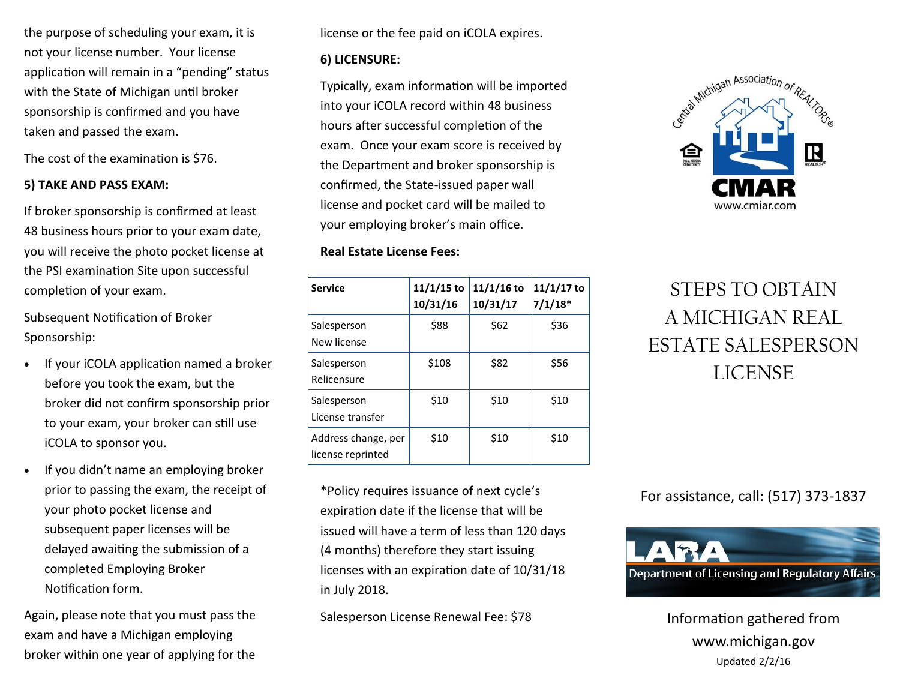the purpose of scheduling your exam, it is not your license number. Your license application will remain in a "pending" status with the State of Michigan until broker sponsorship is confirmed and you have taken and passed the exam.

The cost of the examination is $76.

**5) TAKE AND PASS EXAM:**

If broker sponsorship is confirmed at least 48 business hours prior to your exam date, you will receive the photo pocket license at the PSI examination Site upon successful completion of your exam.

Subsequent Notification of Broker Sponsorship:

- If your iCOLA application named a broker before you took the exam, but the broker did not confirm sponsorship prior to your exam, your broker can still use iCOLA to sponsor you.
- If you didn't name an employing broker prior to passing the exam, the receipt of your photo pocket license and subsequent paper licenses will be delayed awaiting the submission of a completed Employing Broker Notification form.

Again, please note that you must pass the exam and have a Michigan employing broker within one year of applying for the license or the fee paid on iCOLA expires.

**6) LICENSURE:**

Typically, exam information will be imported into your iCOLA record within 48 business hours after successful completion of the exam. Once your exam score is received by the Department and broker sponsorship is confirmed, the State-issued paper wall license and pocket card will be mailed to your employing broker's main office.

**Real Estate License Fees:**

| Service | 11/1/15 to 10/31/16 | 11/1/16 to 10/31/17 | 11/1/17 to 7/1/18* |
|---|---|---|---|
| Salesperson New license | $88 | $62 | $36 |
| Salesperson Relicensure | $108 | $82 | $56 |
| Salesperson License transfer | $10 | $10 | $10 |
| Address change, per license reprinted | $10 | $10 | $10 |

*Policy requires issuance of next cycle's expiration date if the license that will be issued will have a term of less than 120 days (4 months) therefore they start issuing licenses with an expiration date of 10/31/18 in July 2018.

Salesperson License Renewal Fee: $78

Central Michigan Association of REALTORS®

CMAR

www.cmiar.com

# STEPS TO OBTAIN A MICHIGAN REAL ESTATE SALESPERSON LICENSE

For assistance, call: (517) 373-1837

LARA

Department of Licensing and Regulatory Affairs

Information gathered from www.michigan.gov

Updated 2/2/16